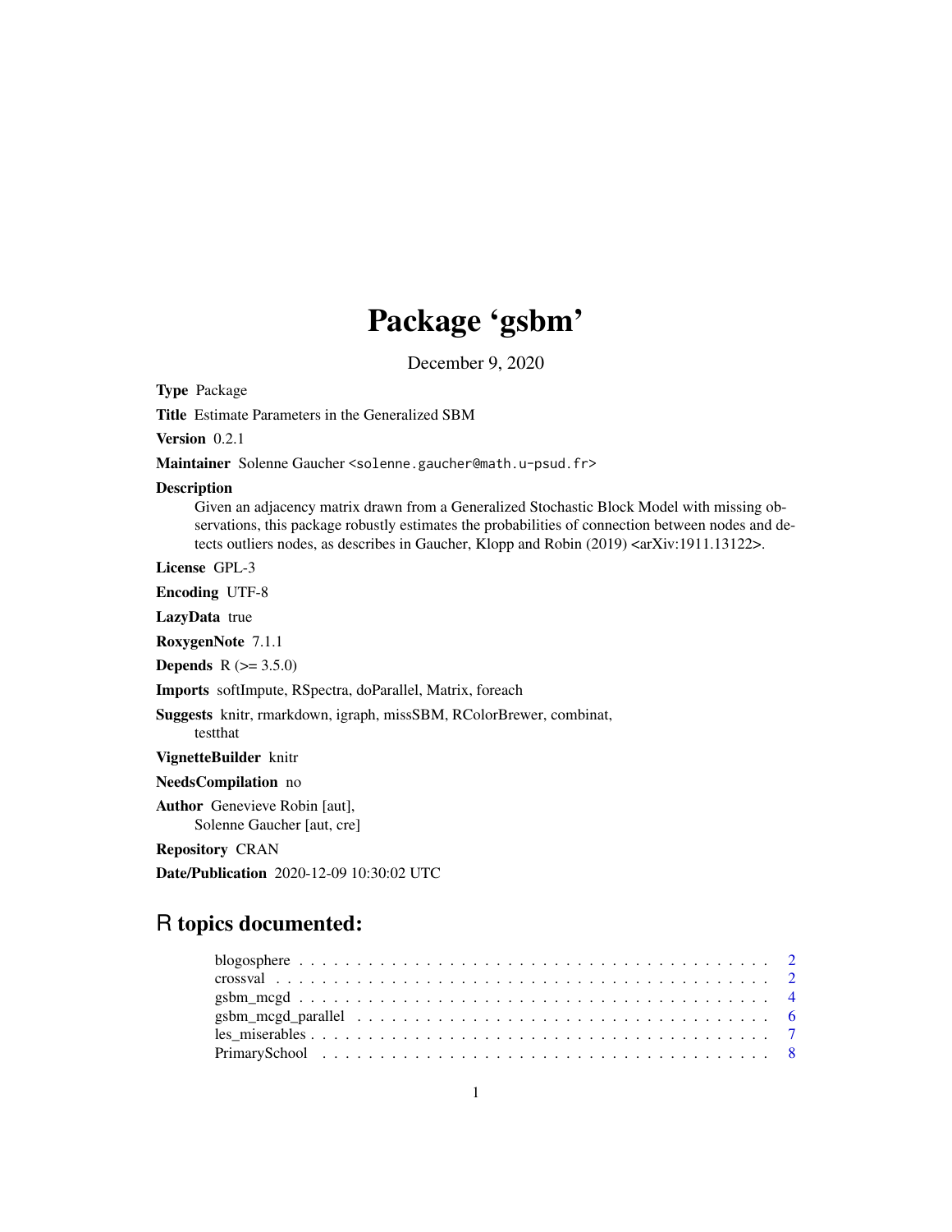# Package 'gsbm'

December 9, 2020

**Type** Package

**Title** Estimate Parameters in the Generalized SBM

**Version** 0.2.1

**Maintainer** Solenne Gaucher <solenne.gaucher@math.u-psud.fr>

**Description** Given an adjacency matrix drawn from a Generalized Stochastic Block Model with missing observations, this package robustly estimates the probabilities of connection between nodes and detects outliers nodes, as describes in Gaucher, Klopp and Robin (2019) <arXiv:1911.13122>.

**License** GPL-3

**Encoding** UTF-8

**LazyData** true

**RoxygenNote** 7.1.1

**Depends** R (>= 3.5.0)

**Imports** softImpute, RSpectra, doParallel, Matrix, foreach

**Suggests** knitr, rmarkdown, igraph, missSBM, RColorBrewer, combinat, testthat

**VignetteBuilder** knitr

**NeedsCompilation** no

**Author** Genevieve Robin [aut], Solenne Gaucher [aut, cre]

**Repository** CRAN

**Date/Publication** 2020-12-09 10:30:02 UTC

## R topics documented:

- blogosphere . . . . . 2
- crossval . . . . . 2
- gsbm_mcgd . . . . . 4
- gsbm_mcgd_parallel . . . . . 6
- les_miserables . . . . . 7
- PrimarySchool . . . . . 8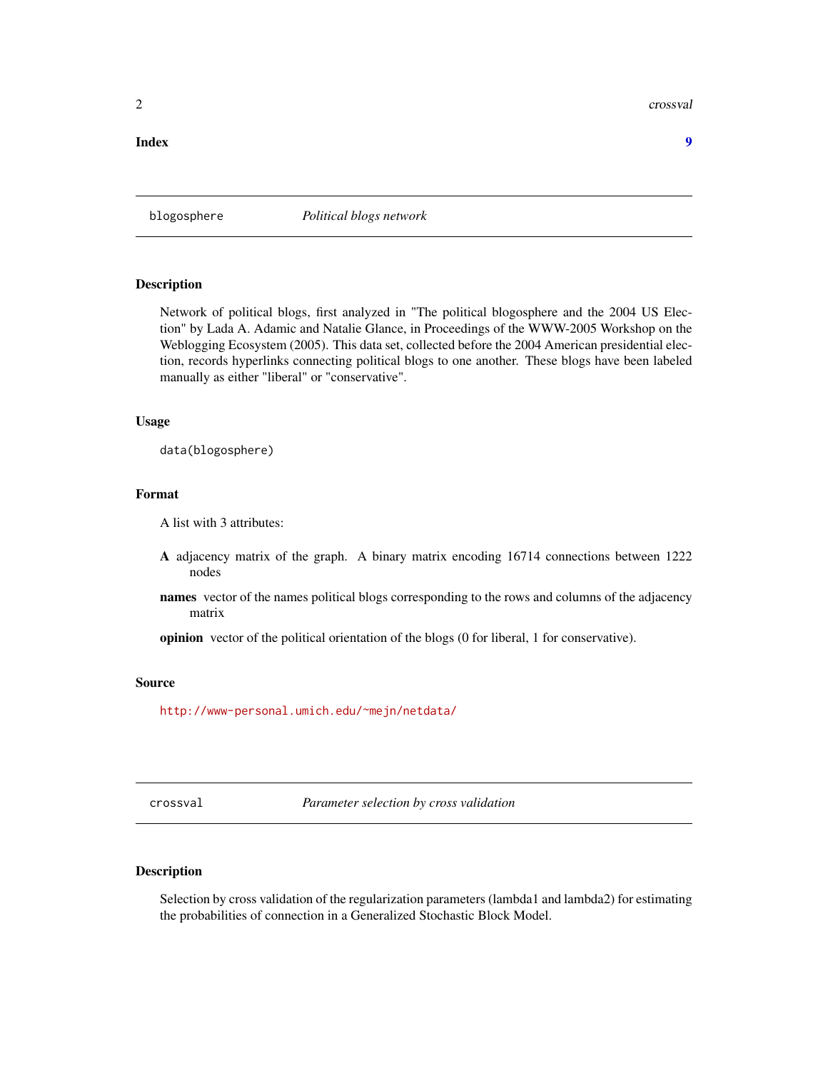**Index** **9**

## blogosphere *Political blogs network*

### Description

Network of political blogs, first analyzed in "The political blogosphere and the 2004 US Election" by Lada A. Adamic and Natalie Glance, in Proceedings of the WWW-2005 Workshop on the Weblogging Ecosystem (2005). This data set, collected before the 2004 American presidential election, records hyperlinks connecting political blogs to one another. These blogs have been labeled manually as either "liberal" or "conservative".

### Usage

```
data(blogosphere)
```

### Format

A list with 3 attributes:

**A** adjacency matrix of the graph. A binary matrix encoding 16714 connections between 1222 nodes

**names** vector of the names political blogs corresponding to the rows and columns of the adjacency matrix

**opinion** vector of the political orientation of the blogs (0 for liberal, 1 for conservative).

### Source

http://www-personal.umich.edu/~mejn/netdata/

## crossval *Parameter selection by cross validation*

### Description

Selection by cross validation of the regularization parameters (lambda1 and lambda2) for estimating the probabilities of connection in a Generalized Stochastic Block Model.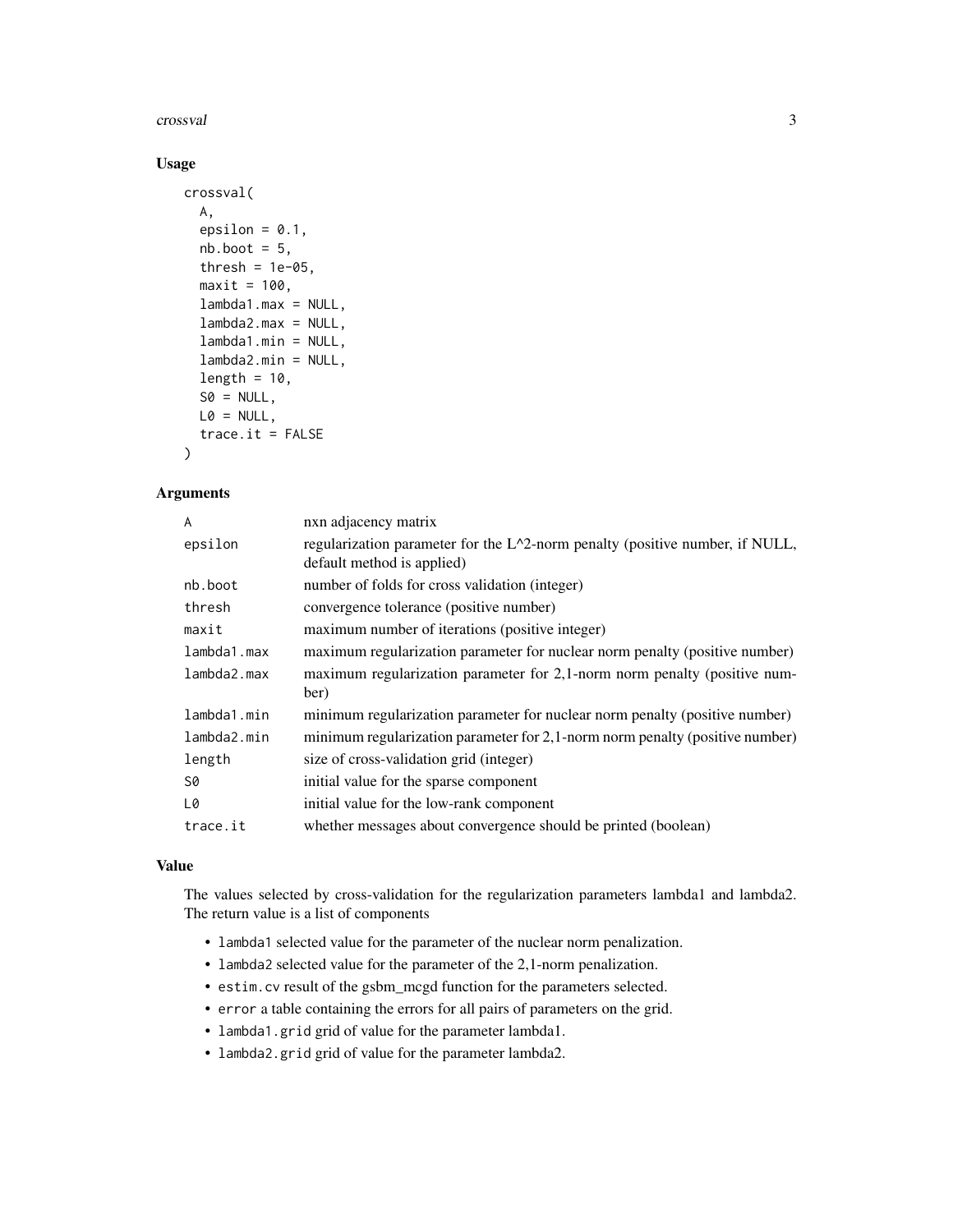## Usage

```
crossval(
  A,
  epsilon = 0.1,
  nb.boot = 5,
  thresh = 1e-05,
  maxit = 100,
  lambda1.max = NULL,
  lambda2.max = NULL,
  lambda1.min = NULL,
  lambda2.min = NULL,
  length = 10,
  S0 = NULL,
  L0 = NULL,
  trace.it = FALSE
)
```

## Arguments

| | |
|---|---|
| `A` | nxn adjacency matrix |
| `epsilon` | regularization parameter for the L^2-norm penalty (positive number, if NULL, default method is applied) |
| `nb.boot` | number of folds for cross validation (integer) |
| `thresh` | convergence tolerance (positive number) |
| `maxit` | maximum number of iterations (positive integer) |
| `lambda1.max` | maximum regularization parameter for nuclear norm penalty (positive number) |
| `lambda2.max` | maximum regularization parameter for 2,1-norm norm penalty (positive number) |
| `lambda1.min` | minimum regularization parameter for nuclear norm penalty (positive number) |
| `lambda2.min` | minimum regularization parameter for 2,1-norm norm penalty (positive number) |
| `length` | size of cross-validation grid (integer) |
| `S0` | initial value for the sparse component |
| `L0` | initial value for the low-rank component |
| `trace.it` | whether messages about convergence should be printed (boolean) |

## Value

The values selected by cross-validation for the regularization parameters lambda1 and lambda2. The return value is a list of components

- `lambda1` selected value for the parameter of the nuclear norm penalization.
- `lambda2` selected value for the parameter of the 2,1-norm penalization.
- `estim.cv` result of the gsbm_mcgd function for the parameters selected.
- `error` a table containing the errors for all pairs of parameters on the grid.
- `lambda1.grid` grid of value for the parameter lambda1.
- `lambda2.grid` grid of value for the parameter lambda2.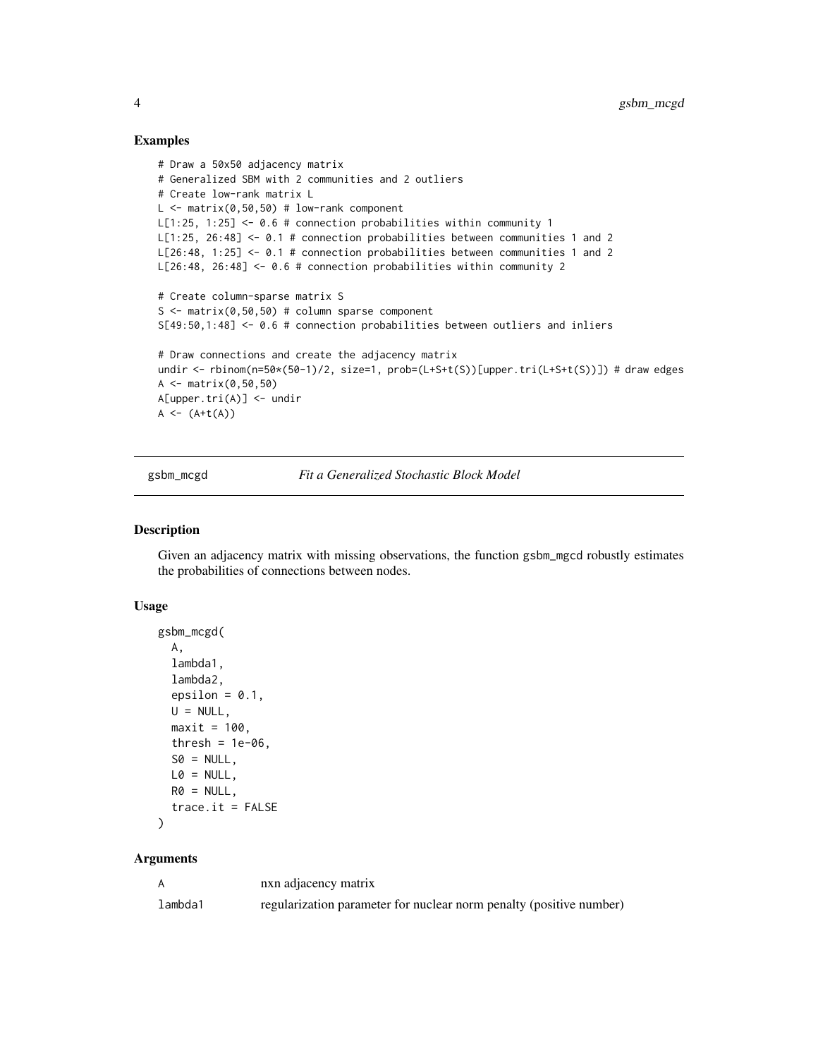### Examples

```
# Draw a 50x50 adjacency matrix
# Generalized SBM with 2 communities and 2 outliers
# Create low-rank matrix L
L <- matrix(0,50,50) # low-rank component
L[1:25, 1:25] <- 0.6 # connection probabilities within community 1
L[1:25, 26:48] <- 0.1 # connection probabilities between communities 1 and 2
L[26:48, 1:25] <- 0.1 # connection probabilities between communities 1 and 2
L[26:48, 26:48] <- 0.6 # connection probabilities within community 2

# Create column-sparse matrix S
S <- matrix(0,50,50) # column sparse component
S[49:50,1:48] <- 0.6 # connection probabilities between outliers and inliers

# Draw connections and create the adjacency matrix
undir <- rbinom(n=50*(50-1)/2, size=1, prob=(L+S+t(S))[upper.tri(L+S+t(S))]) # draw edges
A <- matrix(0,50,50)
A[upper.tri(A)] <- undir
A <- (A+t(A))
```

---

## gsbm_mcgd — *Fit a Generalized Stochastic Block Model*

### Description

Given an adjacency matrix with missing observations, the function gsbm_mgcd robustly estimates the probabilities of connections between nodes.

### Usage

```
gsbm_mcgd(
  A,
  lambda1,
  lambda2,
  epsilon = 0.1,
  U = NULL,
  maxit = 100,
  thresh = 1e-06,
  S0 = NULL,
  L0 = NULL,
  R0 = NULL,
  trace.it = FALSE
)
```

### Arguments

| | |
|---|---|
| A | nxn adjacency matrix |
| lambda1 | regularization parameter for nuclear norm penalty (positive number) |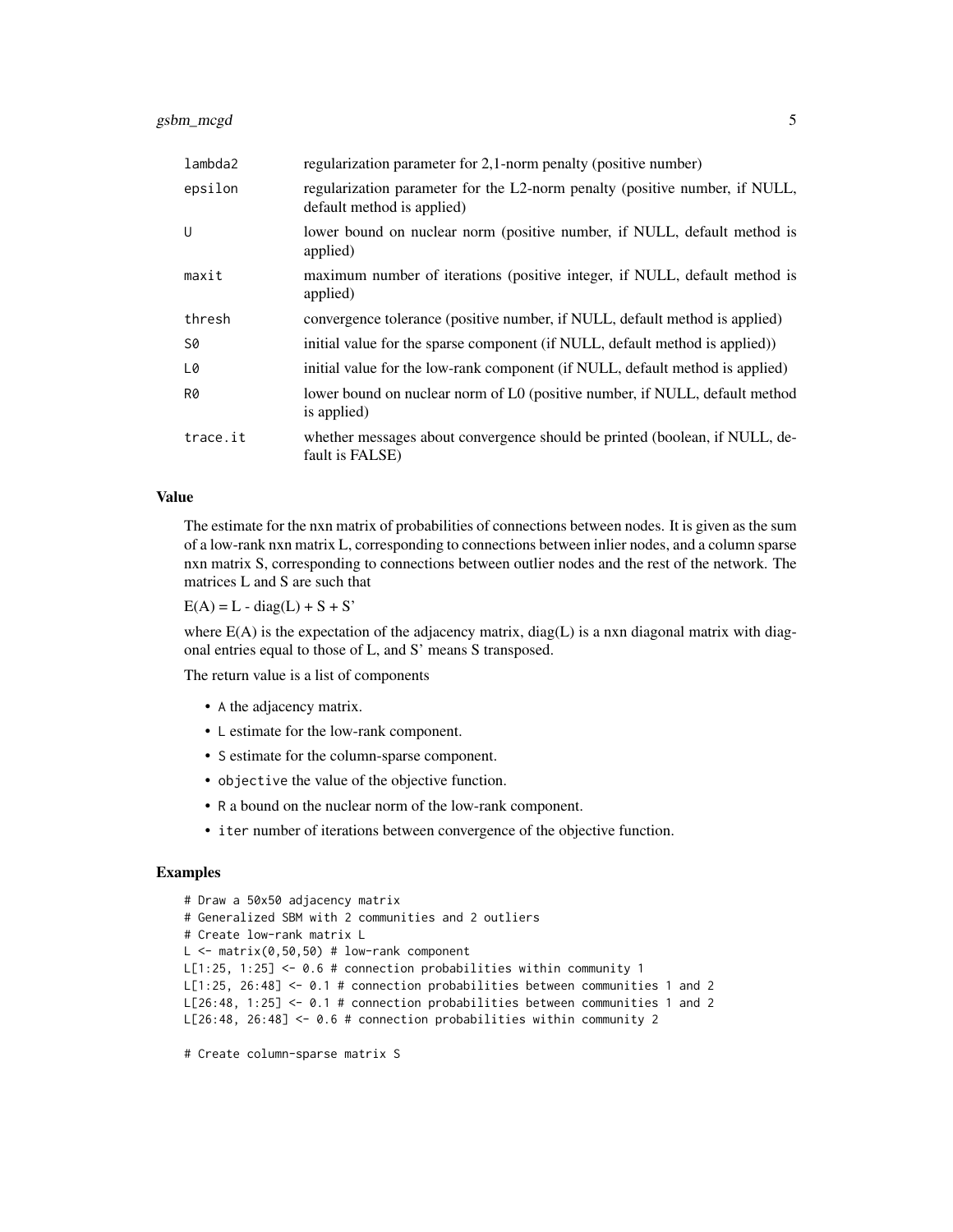| | |
|---|---|
| lambda2 | regularization parameter for 2,1-norm penalty (positive number) |
| epsilon | regularization parameter for the L2-norm penalty (positive number, if NULL, default method is applied) |
| U | lower bound on nuclear norm (positive number, if NULL, default method is applied) |
| maxit | maximum number of iterations (positive integer, if NULL, default method is applied) |
| thresh | convergence tolerance (positive number, if NULL, default method is applied) |
| S0 | initial value for the sparse component (if NULL, default method is applied)) |
| L0 | initial value for the low-rank component (if NULL, default method is applied) |
| R0 | lower bound on nuclear norm of L0 (positive number, if NULL, default method is applied) |
| trace.it | whether messages about convergence should be printed (boolean, if NULL, default is FALSE) |

## Value

The estimate for the nxn matrix of probabilities of connections between nodes. It is given as the sum of a low-rank nxn matrix L, corresponding to connections between inlier nodes, and a column sparse nxn matrix S, corresponding to connections between outlier nodes and the rest of the network. The matrices L and S are such that

E(A) = L - diag(L) + S + S'

where E(A) is the expectation of the adjacency matrix, diag(L) is a nxn diagonal matrix with diagonal entries equal to those of L, and S' means S transposed.

The return value is a list of components

- A the adjacency matrix.
- L estimate for the low-rank component.
- S estimate for the column-sparse component.
- objective the value of the objective function.
- R a bound on the nuclear norm of the low-rank component.
- iter number of iterations between convergence of the objective function.

## Examples

```
# Draw a 50x50 adjacency matrix
# Generalized SBM with 2 communities and 2 outliers
# Create low-rank matrix L
L <- matrix(0,50,50) # low-rank component
L[1:25, 1:25] <- 0.6 # connection probabilities within community 1
L[1:25, 26:48] <- 0.1 # connection probabilities between communities 1 and 2
L[26:48, 1:25] <- 0.1 # connection probabilities between communities 1 and 2
L[26:48, 26:48] <- 0.6 # connection probabilities within community 2

# Create column-sparse matrix S
```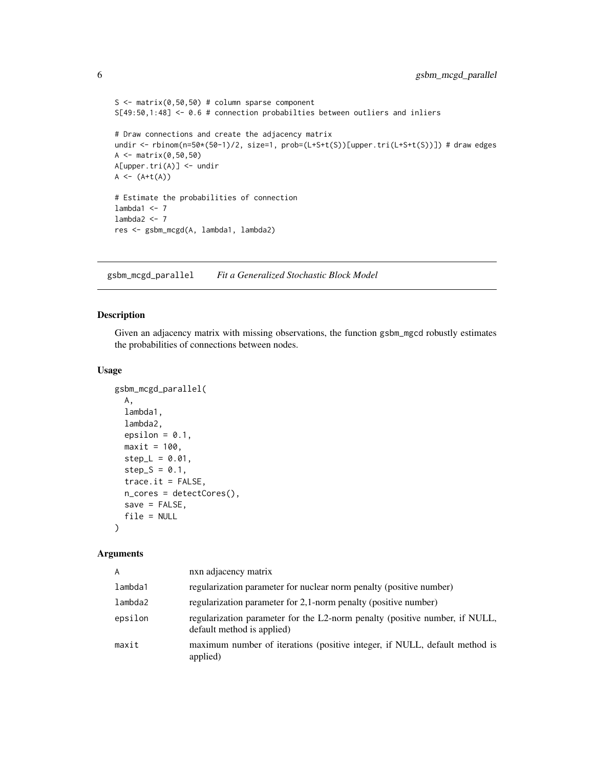```
S <- matrix(0,50,50) # column sparse component
S[49:50,1:48] <- 0.6 # connection probabilties between outliers and inliers

# Draw connections and create the adjacency matrix
undir <- rbinom(n=50*(50-1)/2, size=1, prob=(L+S+t(S))[upper.tri(L+S+t(S))]) # draw edges
A <- matrix(0,50,50)
A[upper.tri(A)] <- undir
A <- (A+t(A))

# Estimate the probabilities of connection
lambda1 <- 7
lambda2 <- 7
res <- gsbm_mcgd(A, lambda1, lambda2)
```

## gsbm_mcgd_parallel *Fit a Generalized Stochastic Block Model*

### Description

Given an adjacency matrix with missing observations, the function gsbm_mgcd robustly estimates the probabilities of connections between nodes.

### Usage

```
gsbm_mcgd_parallel(
  A,
  lambda1,
  lambda2,
  epsilon = 0.1,
  maxit = 100,
  step_L = 0.01,
  step_S = 0.1,
  trace.it = FALSE,
  n_cores = detectCores(),
  save = FALSE,
  file = NULL
)
```

### Arguments

| | |
|---|---|
| A | nxn adjacency matrix |
| lambda1 | regularization parameter for nuclear norm penalty (positive number) |
| lambda2 | regularization parameter for 2,1-norm penalty (positive number) |
| epsilon | regularization parameter for the L2-norm penalty (positive number, if NULL, default method is applied) |
| maxit | maximum number of iterations (positive integer, if NULL, default method is applied) |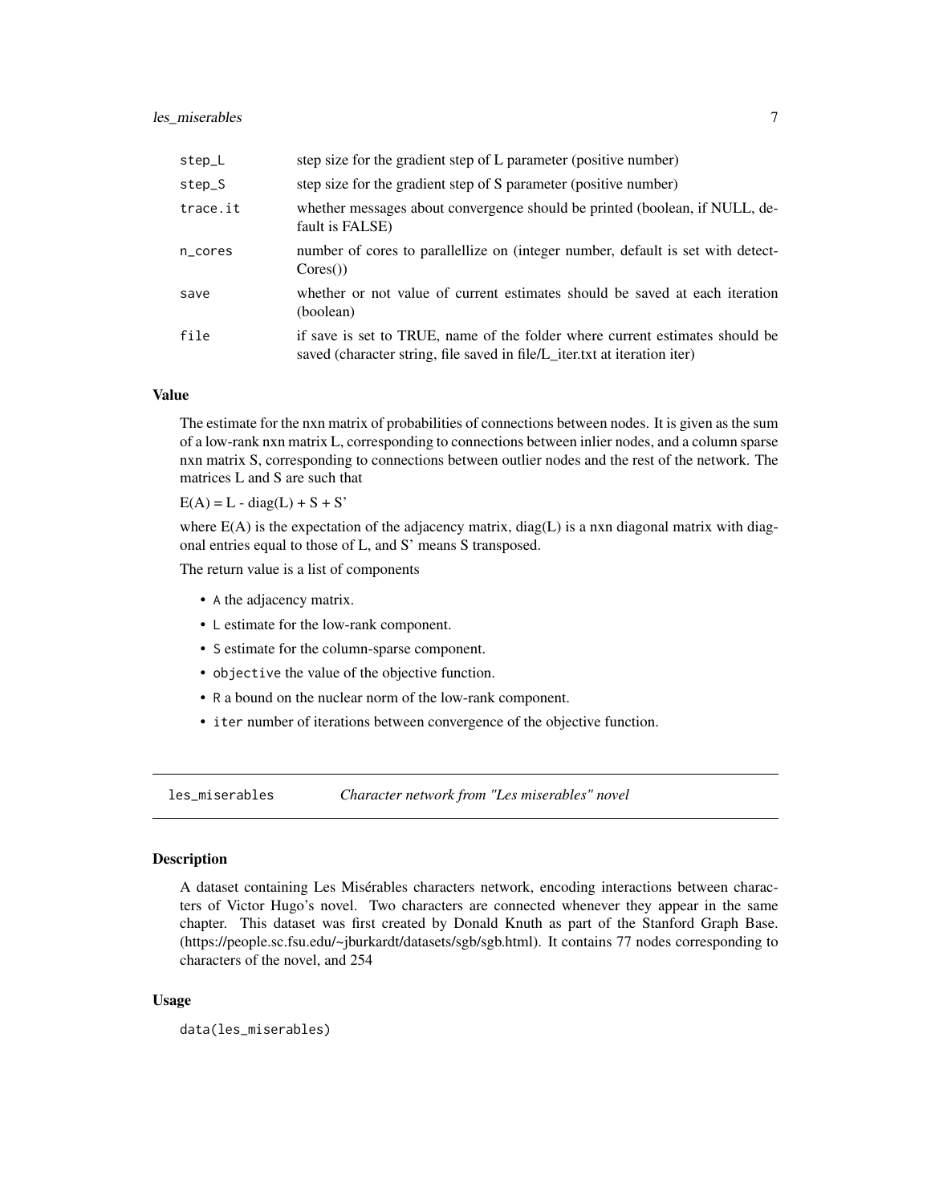| | |
|---|---|
| `step_L` | step size for the gradient step of L parameter (positive number) |
| `step_S` | step size for the gradient step of S parameter (positive number) |
| `trace.it` | whether messages about convergence should be printed (boolean, if NULL, default is FALSE) |
| `n_cores` | number of cores to parallellize on (integer number, default is set with detectCores()) |
| `save` | whether or not value of current estimates should be saved at each iteration (boolean) |
| `file` | if save is set to TRUE, name of the folder where current estimates should be saved (character string, file saved in file/L_iter.txt at iteration iter) |

### Value

The estimate for the nxn matrix of probabilities of connections between nodes. It is given as the sum of a low-rank nxn matrix L, corresponding to connections between inlier nodes, and a column sparse nxn matrix S, corresponding to connections between outlier nodes and the rest of the network. The matrices L and S are such that

E(A) = L - diag(L) + S + S'

where E(A) is the expectation of the adjacency matrix, diag(L) is a nxn diagonal matrix with diagonal entries equal to those of L, and S' means S transposed.

The return value is a list of components

- `A` the adjacency matrix.
- `L` estimate for the low-rank component.
- `S` estimate for the column-sparse component.
- `objective` the value of the objective function.
- `R` a bound on the nuclear norm of the low-rank component.
- `iter` number of iterations between convergence of the objective function.

---

## `les_miserables` *Character network from "Les miserables" novel*

---

### Description

A dataset containing Les Misérables characters network, encoding interactions between characters of Victor Hugo's novel. Two characters are connected whenever they appear in the same chapter. This dataset was first created by Donald Knuth as part of the Stanford Graph Base. (https://people.sc.fsu.edu/~jburkardt/datasets/sgb/sgb.html). It contains 77 nodes corresponding to characters of the novel, and 254

### Usage

```
data(les_miserables)
```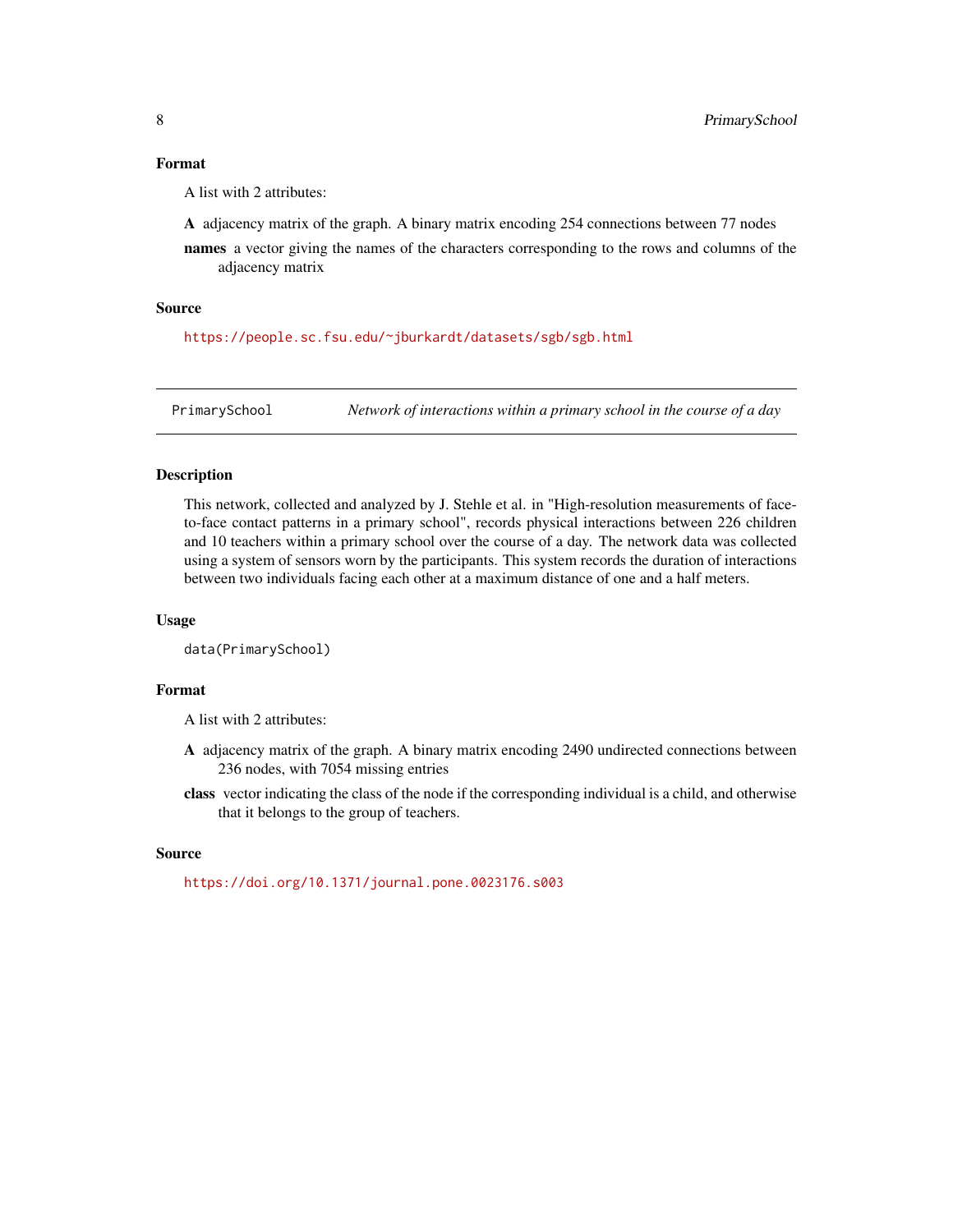## Format

A list with 2 attributes:

**A** adjacency matrix of the graph. A binary matrix encoding 254 connections between 77 nodes

**names** a vector giving the names of the characters corresponding to the rows and columns of the adjacency matrix

## Source

https://people.sc.fsu.edu/~jburkardt/datasets/sgb/sgb.html

---

# PrimarySchool — *Network of interactions within a primary school in the course of a day*

## Description

This network, collected and analyzed by J. Stehle et al. in "High-resolution measurements of face-to-face contact patterns in a primary school", records physical interactions between 226 children and 10 teachers within a primary school over the course of a day. The network data was collected using a system of sensors worn by the participants. This system records the duration of interactions between two individuals facing each other at a maximum distance of one and a half meters.

## Usage

```
data(PrimarySchool)
```

## Format

A list with 2 attributes:

**A** adjacency matrix of the graph. A binary matrix encoding 2490 undirected connections between 236 nodes, with 7054 missing entries

**class** vector indicating the class of the node if the corresponding individual is a child, and otherwise that it belongs to the group of teachers.

## Source

https://doi.org/10.1371/journal.pone.0023176.s003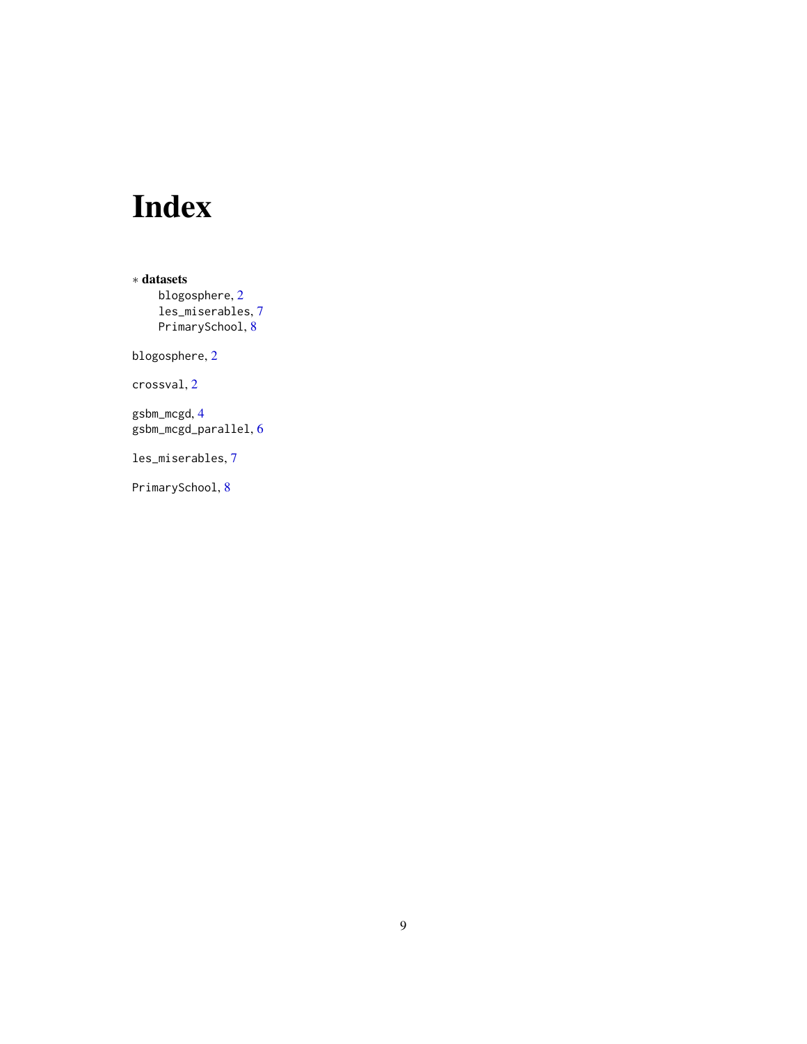# Index

∗ **datasets**
    blogosphere, 2
    les_miserables, 7
    PrimarySchool, 8

blogosphere, 2

crossval, 2

gsbm_mcgd, 4
gsbm_mcgd_parallel, 6

les_miserables, 7

PrimarySchool, 8